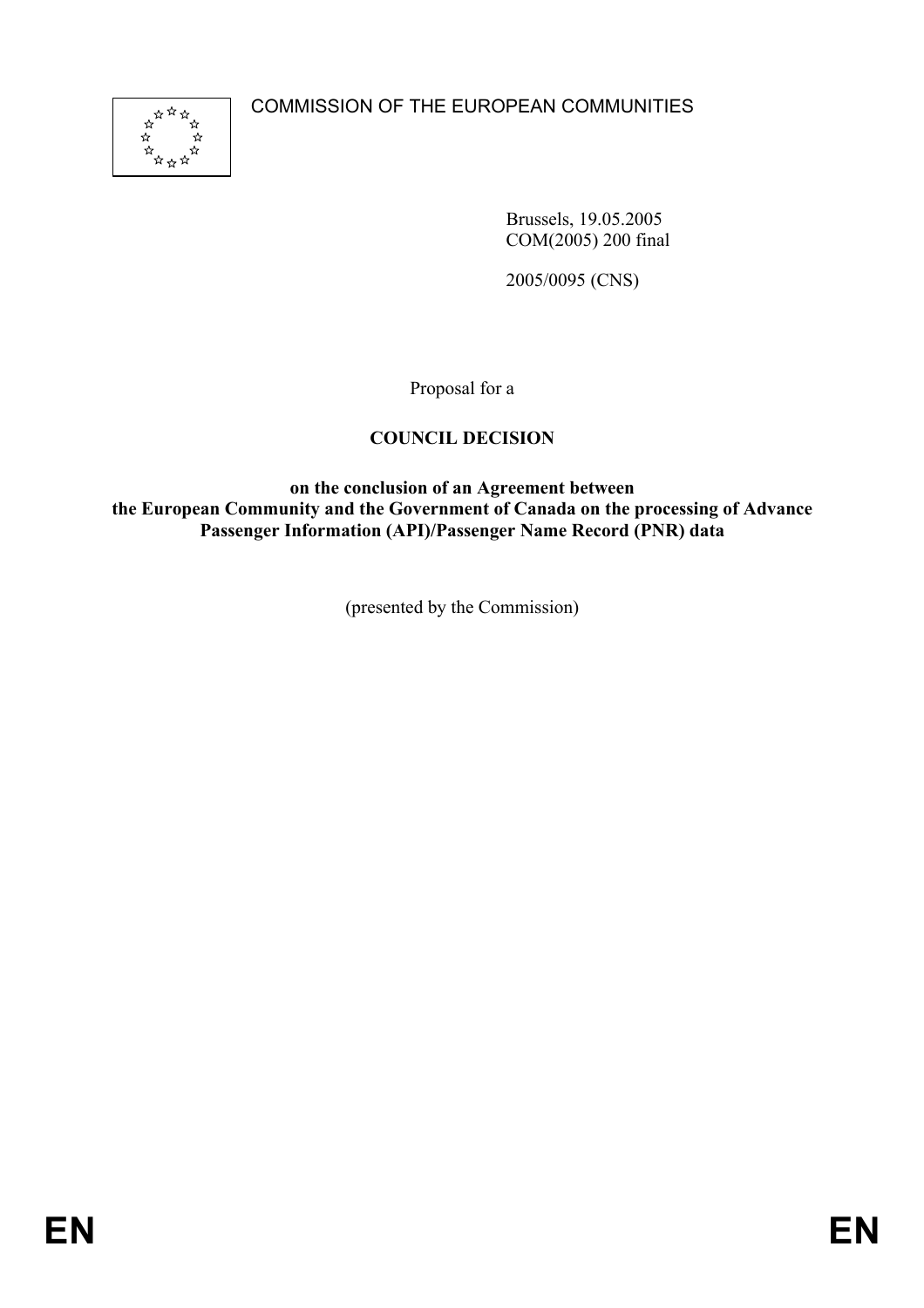COMMISSION OF THE EUROPEAN COMMUNITIES

Brussels, 19.05.2005
COM(2005) 200 final

2005/0095 (CNS)

Proposal for a

# COUNCIL DECISION

## on the conclusion of an Agreement between the European Community and the Government of Canada on the processing of Advance Passenger Information (API)/Passenger Name Record (PNR) data

(presented by the Commission)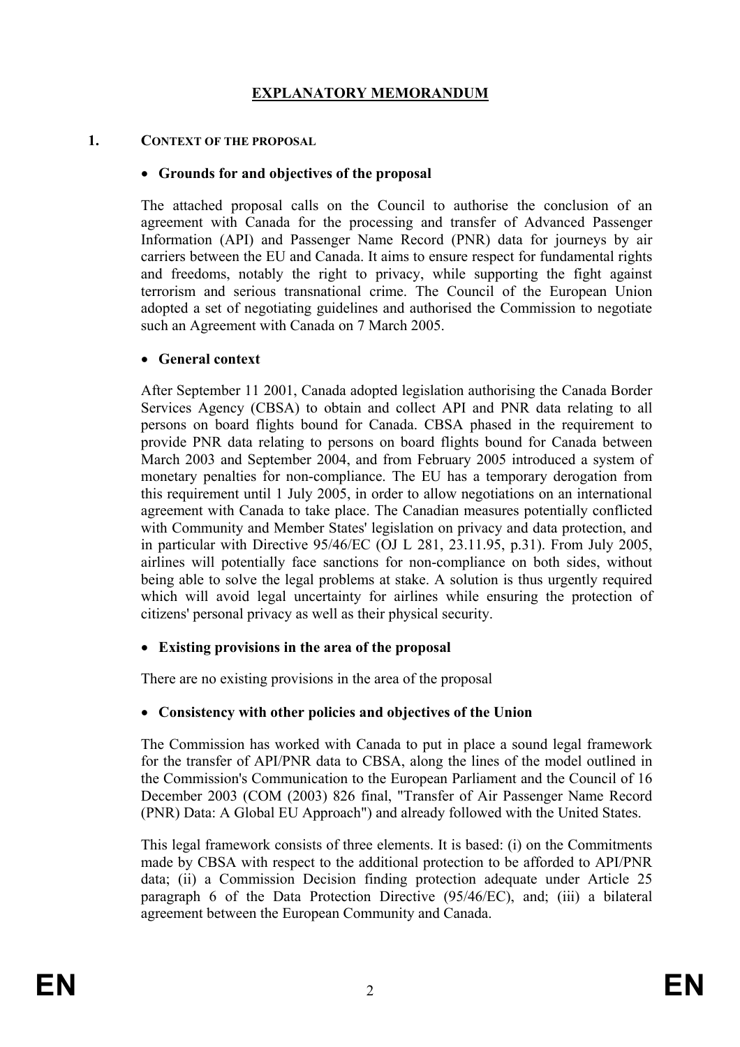# EXPLANATORY MEMORANDUM

## 1. CONTEXT OF THE PROPOSAL

- **Grounds for and objectives of the proposal**

The attached proposal calls on the Council to authorise the conclusion of an agreement with Canada for the processing and transfer of Advanced Passenger Information (API) and Passenger Name Record (PNR) data for journeys by air carriers between the EU and Canada. It aims to ensure respect for fundamental rights and freedoms, notably the right to privacy, while supporting the fight against terrorism and serious transnational crime. The Council of the European Union adopted a set of negotiating guidelines and authorised the Commission to negotiate such an Agreement with Canada on 7 March 2005.

- **General context**

After September 11 2001, Canada adopted legislation authorising the Canada Border Services Agency (CBSA) to obtain and collect API and PNR data relating to all persons on board flights bound for Canada. CBSA phased in the requirement to provide PNR data relating to persons on board flights bound for Canada between March 2003 and September 2004, and from February 2005 introduced a system of monetary penalties for non-compliance. The EU has a temporary derogation from this requirement until 1 July 2005, in order to allow negotiations on an international agreement with Canada to take place. The Canadian measures potentially conflicted with Community and Member States' legislation on privacy and data protection, and in particular with Directive 95/46/EC (OJ L 281, 23.11.95, p.31). From July 2005, airlines will potentially face sanctions for non-compliance on both sides, without being able to solve the legal problems at stake. A solution is thus urgently required which will avoid legal uncertainty for airlines while ensuring the protection of citizens' personal privacy as well as their physical security.

- **Existing provisions in the area of the proposal**

There are no existing provisions in the area of the proposal

- **Consistency with other policies and objectives of the Union**

The Commission has worked with Canada to put in place a sound legal framework for the transfer of API/PNR data to CBSA, along the lines of the model outlined in the Commission's Communication to the European Parliament and the Council of 16 December 2003 (COM (2003) 826 final, "Transfer of Air Passenger Name Record (PNR) Data: A Global EU Approach") and already followed with the United States.

This legal framework consists of three elements. It is based: (i) on the Commitments made by CBSA with respect to the additional protection to be afforded to API/PNR data; (ii) a Commission Decision finding protection adequate under Article 25 paragraph 6 of the Data Protection Directive (95/46/EC), and; (iii) a bilateral agreement between the European Community and Canada.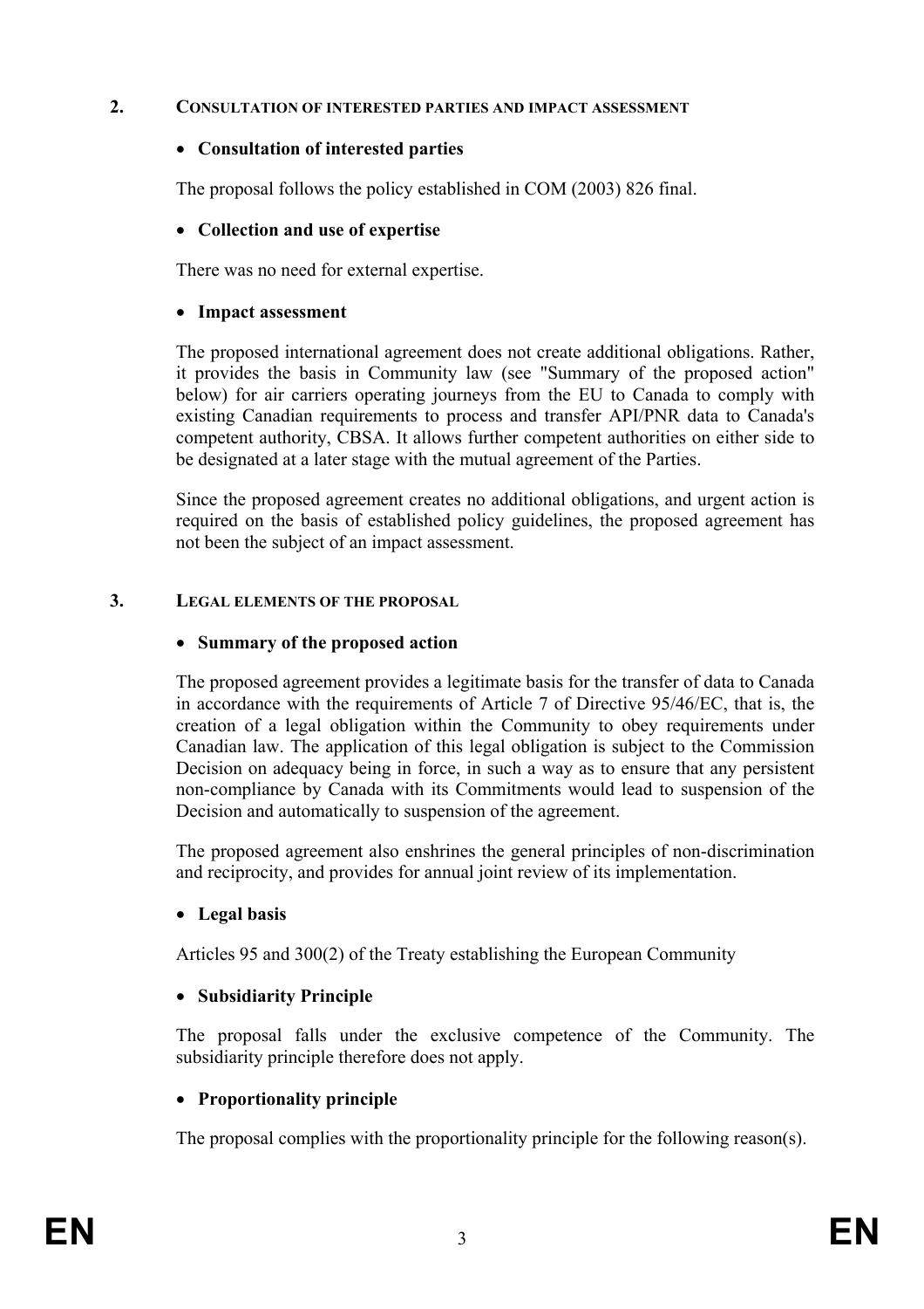## 2. CONSULTATION OF INTERESTED PARTIES AND IMPACT ASSESSMENT

- **Consultation of interested parties**

The proposal follows the policy established in COM (2003) 826 final.

- **Collection and use of expertise**

There was no need for external expertise.

- **Impact assessment**

The proposed international agreement does not create additional obligations. Rather, it provides the basis in Community law (see "Summary of the proposed action" below) for air carriers operating journeys from the EU to Canada to comply with existing Canadian requirements to process and transfer API/PNR data to Canada's competent authority, CBSA. It allows further competent authorities on either side to be designated at a later stage with the mutual agreement of the Parties.

Since the proposed agreement creates no additional obligations, and urgent action is required on the basis of established policy guidelines, the proposed agreement has not been the subject of an impact assessment.

## 3. LEGAL ELEMENTS OF THE PROPOSAL

- **Summary of the proposed action**

The proposed agreement provides a legitimate basis for the transfer of data to Canada in accordance with the requirements of Article 7 of Directive 95/46/EC, that is, the creation of a legal obligation within the Community to obey requirements under Canadian law. The application of this legal obligation is subject to the Commission Decision on adequacy being in force, in such a way as to ensure that any persistent non-compliance by Canada with its Commitments would lead to suspension of the Decision and automatically to suspension of the agreement.

The proposed agreement also enshrines the general principles of non-discrimination and reciprocity, and provides for annual joint review of its implementation.

- **Legal basis**

Articles 95 and 300(2) of the Treaty establishing the European Community

- **Subsidiarity Principle**

The proposal falls under the exclusive competence of the Community. The subsidiarity principle therefore does not apply.

- **Proportionality principle**

The proposal complies with the proportionality principle for the following reason(s).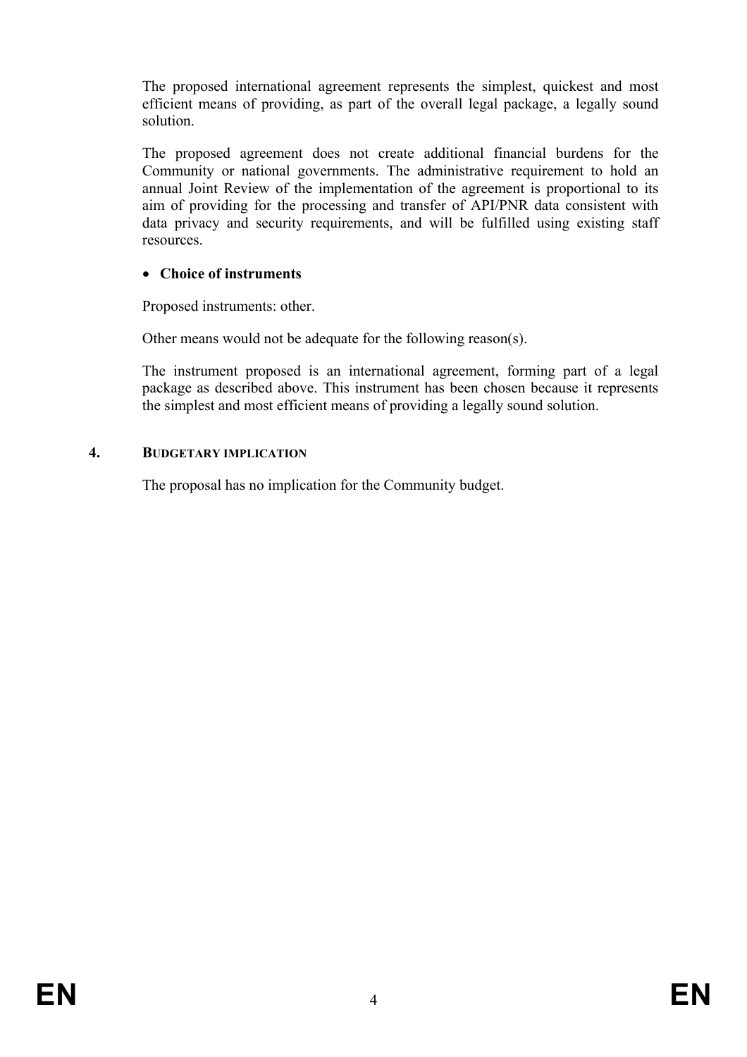The proposed international agreement represents the simplest, quickest and most efficient means of providing, as part of the overall legal package, a legally sound solution.

The proposed agreement does not create additional financial burdens for the Community or national governments. The administrative requirement to hold an annual Joint Review of the implementation of the agreement is proportional to its aim of providing for the processing and transfer of API/PNR data consistent with data privacy and security requirements, and will be fulfilled using existing staff resources.

- **Choice of instruments**

Proposed instruments: other.

Other means would not be adequate for the following reason(s).

The instrument proposed is an international agreement, forming part of a legal package as described above. This instrument has been chosen because it represents the simplest and most efficient means of providing a legally sound solution.

## 4. BUDGETARY IMPLICATION

The proposal has no implication for the Community budget.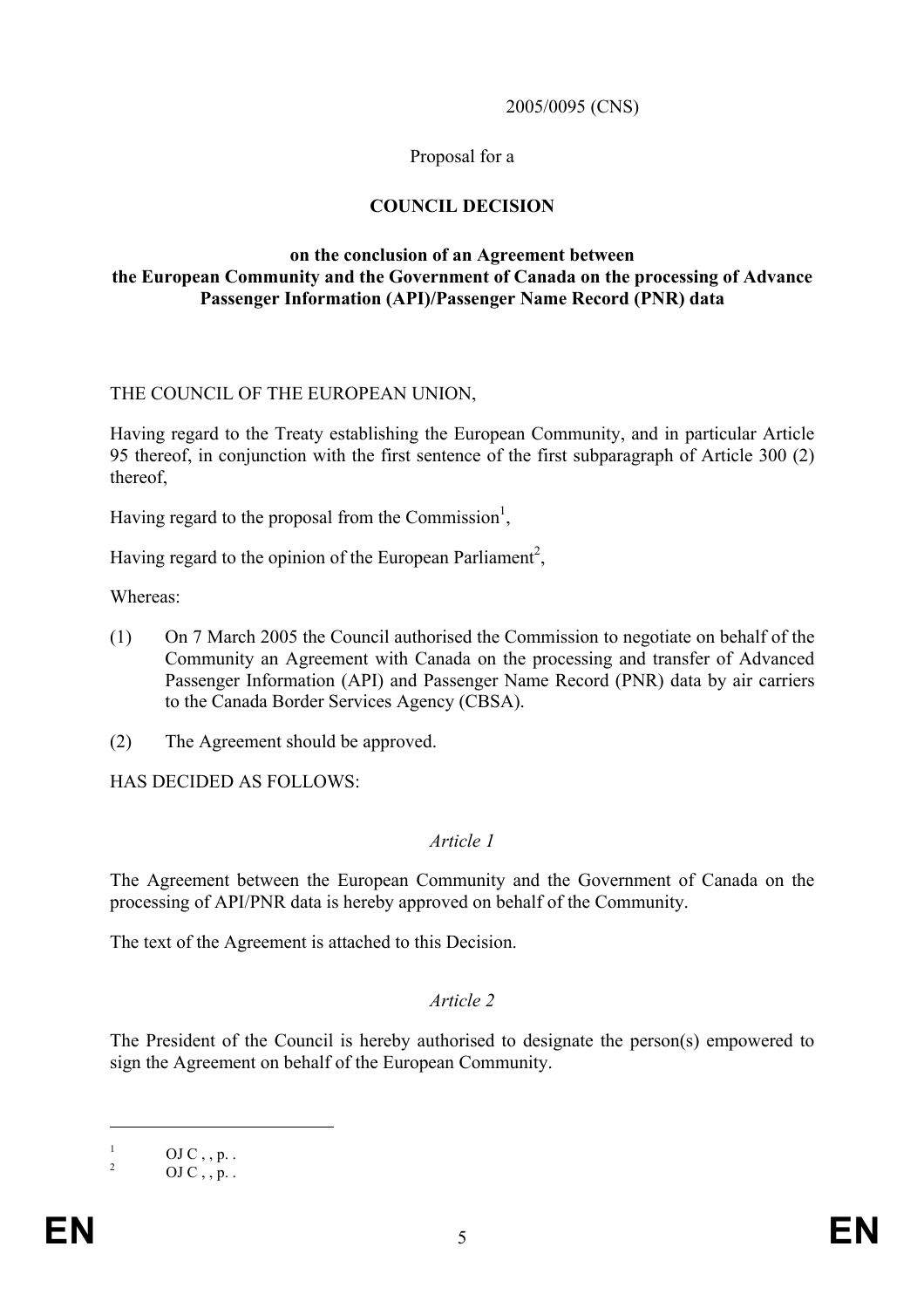2005/0095 (CNS)

Proposal for a

# COUNCIL DECISION

## on the conclusion of an Agreement between the European Community and the Government of Canada on the processing of Advance Passenger Information (API)/Passenger Name Record (PNR) data

THE COUNCIL OF THE EUROPEAN UNION,

Having regard to the Treaty establishing the European Community, and in particular Article 95 thereof, in conjunction with the first sentence of the first subparagraph of Article 300 (2) thereof,

Having regard to the proposal from the Commission[1],

Having regard to the opinion of the European Parliament[2],

Whereas:

(1) On 7 March 2005 the Council authorised the Commission to negotiate on behalf of the Community an Agreement with Canada on the processing and transfer of Advanced Passenger Information (API) and Passenger Name Record (PNR) data by air carriers to the Canada Border Services Agency (CBSA).

(2) The Agreement should be approved.

HAS DECIDED AS FOLLOWS:

*Article 1*

The Agreement between the European Community and the Government of Canada on the processing of API/PNR data is hereby approved on behalf of the Community.

The text of the Agreement is attached to this Decision.

*Article 2*

The President of the Council is hereby authorised to designate the person(s) empowered to sign the Agreement on behalf of the European Community.

---

[1] OJ C , , p. .

[2] OJ C , , p. .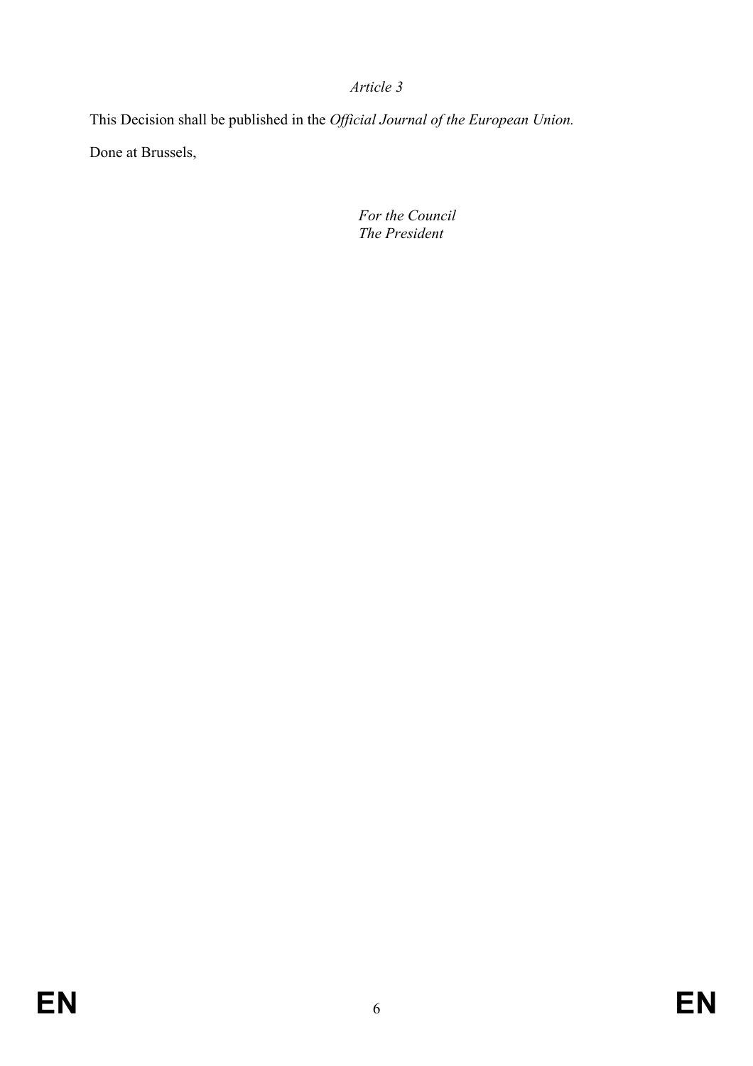*Article 3*

This Decision shall be published in the *Official Journal of the European Union.*

Done at Brussels,

*For the Council*
*The President*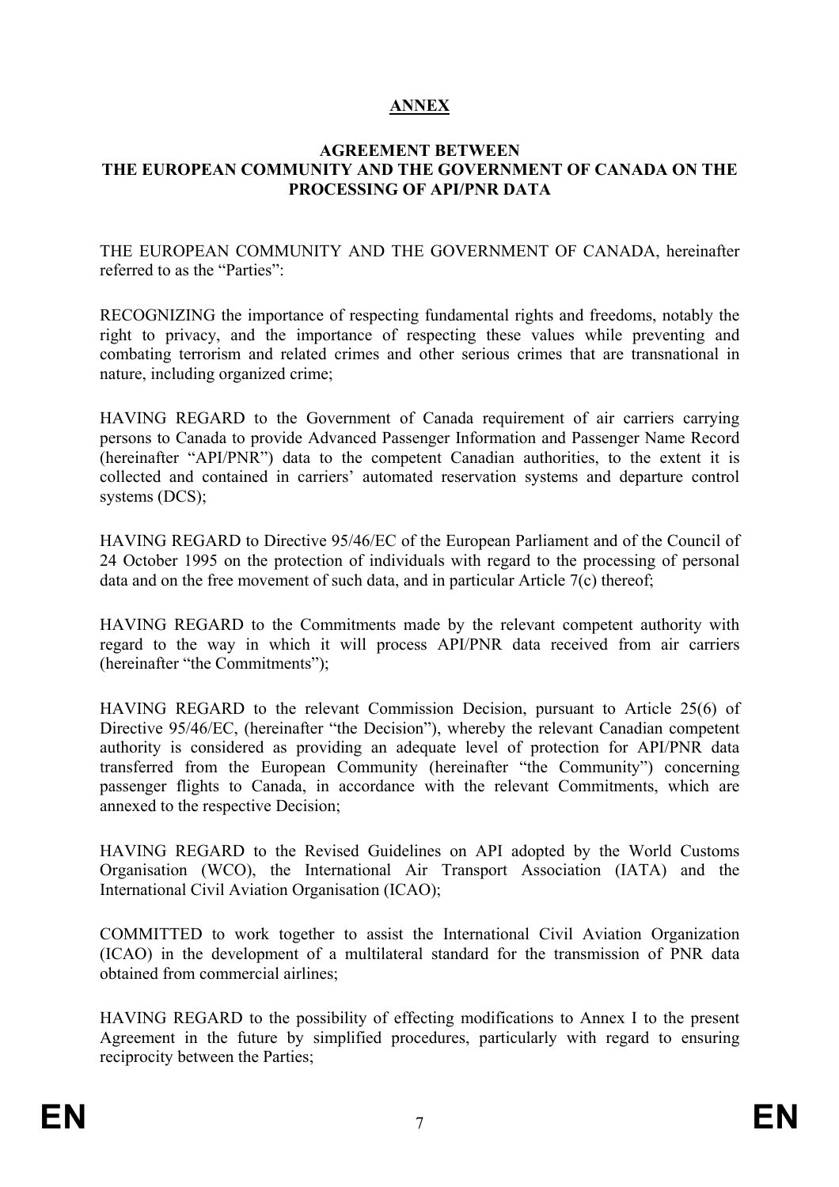**ANNEX**

**AGREEMENT BETWEEN THE EUROPEAN COMMUNITY AND THE GOVERNMENT OF CANADA ON THE PROCESSING OF API/PNR DATA**

THE EUROPEAN COMMUNITY AND THE GOVERNMENT OF CANADA, hereinafter referred to as the "Parties":

RECOGNIZING the importance of respecting fundamental rights and freedoms, notably the right to privacy, and the importance of respecting these values while preventing and combating terrorism and related crimes and other serious crimes that are transnational in nature, including organized crime;

HAVING REGARD to the Government of Canada requirement of air carriers carrying persons to Canada to provide Advanced Passenger Information and Passenger Name Record (hereinafter "API/PNR") data to the competent Canadian authorities, to the extent it is collected and contained in carriers' automated reservation systems and departure control systems (DCS);

HAVING REGARD to Directive 95/46/EC of the European Parliament and of the Council of 24 October 1995 on the protection of individuals with regard to the processing of personal data and on the free movement of such data, and in particular Article 7(c) thereof;

HAVING REGARD to the Commitments made by the relevant competent authority with regard to the way in which it will process API/PNR data received from air carriers (hereinafter "the Commitments");

HAVING REGARD to the relevant Commission Decision, pursuant to Article 25(6) of Directive 95/46/EC, (hereinafter "the Decision"), whereby the relevant Canadian competent authority is considered as providing an adequate level of protection for API/PNR data transferred from the European Community (hereinafter "the Community") concerning passenger flights to Canada, in accordance with the relevant Commitments, which are annexed to the respective Decision;

HAVING REGARD to the Revised Guidelines on API adopted by the World Customs Organisation (WCO), the International Air Transport Association (IATA) and the International Civil Aviation Organisation (ICAO);

COMMITTED to work together to assist the International Civil Aviation Organization (ICAO) in the development of a multilateral standard for the transmission of PNR data obtained from commercial airlines;

HAVING REGARD to the possibility of effecting modifications to Annex I to the present Agreement in the future by simplified procedures, particularly with regard to ensuring reciprocity between the Parties;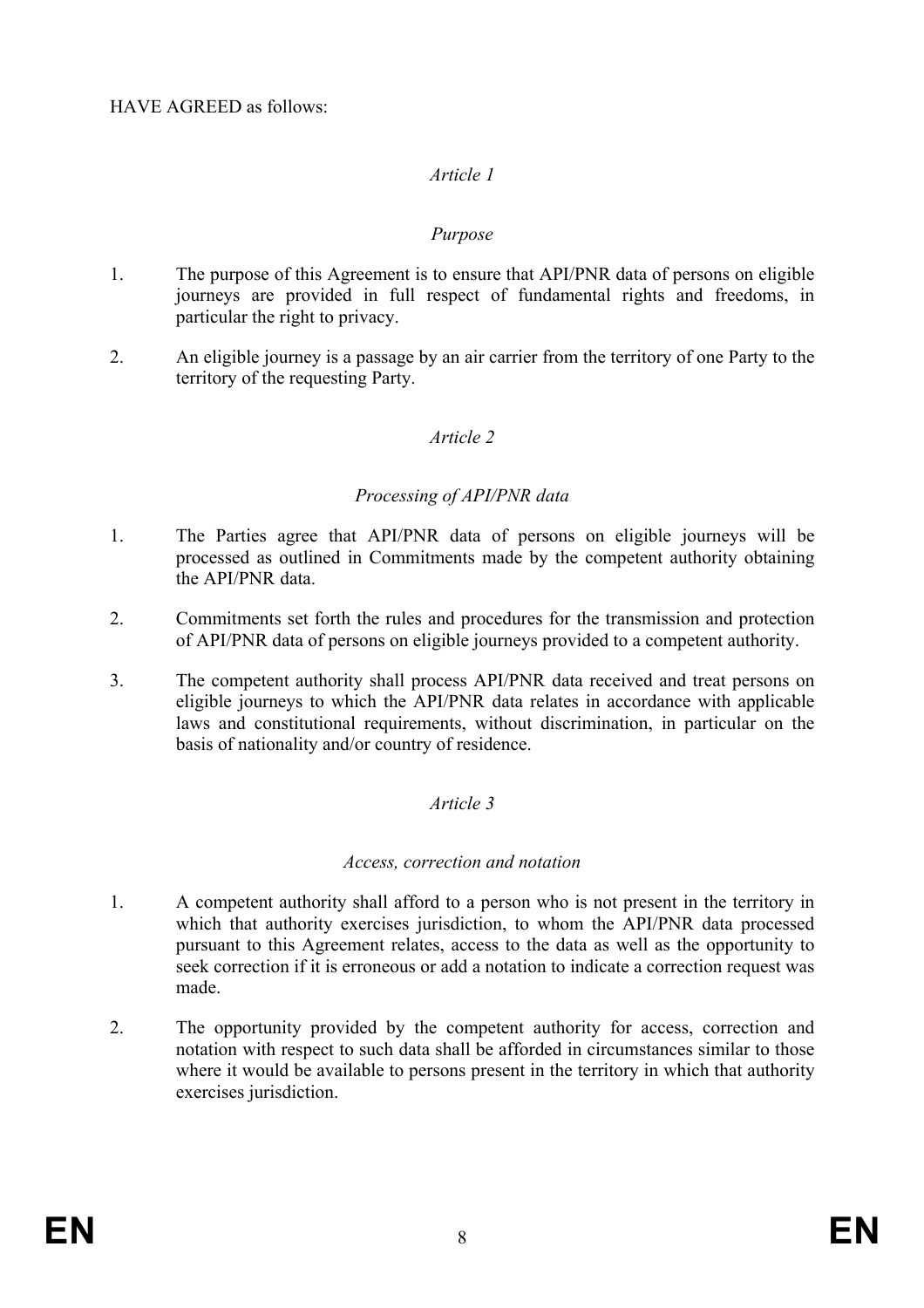HAVE AGREED as follows:

*Article 1*

*Purpose*

1. The purpose of this Agreement is to ensure that API/PNR data of persons on eligible journeys are provided in full respect of fundamental rights and freedoms, in particular the right to privacy.

2. An eligible journey is a passage by an air carrier from the territory of one Party to the territory of the requesting Party.

*Article 2*

*Processing of API/PNR data*

1. The Parties agree that API/PNR data of persons on eligible journeys will be processed as outlined in Commitments made by the competent authority obtaining the API/PNR data.

2. Commitments set forth the rules and procedures for the transmission and protection of API/PNR data of persons on eligible journeys provided to a competent authority.

3. The competent authority shall process API/PNR data received and treat persons on eligible journeys to which the API/PNR data relates in accordance with applicable laws and constitutional requirements, without discrimination, in particular on the basis of nationality and/or country of residence.

*Article 3*

*Access, correction and notation*

1. A competent authority shall afford to a person who is not present in the territory in which that authority exercises jurisdiction, to whom the API/PNR data processed pursuant to this Agreement relates, access to the data as well as the opportunity to seek correction if it is erroneous or add a notation to indicate a correction request was made.

2. The opportunity provided by the competent authority for access, correction and notation with respect to such data shall be afforded in circumstances similar to those where it would be available to persons present in the territory in which that authority exercises jurisdiction.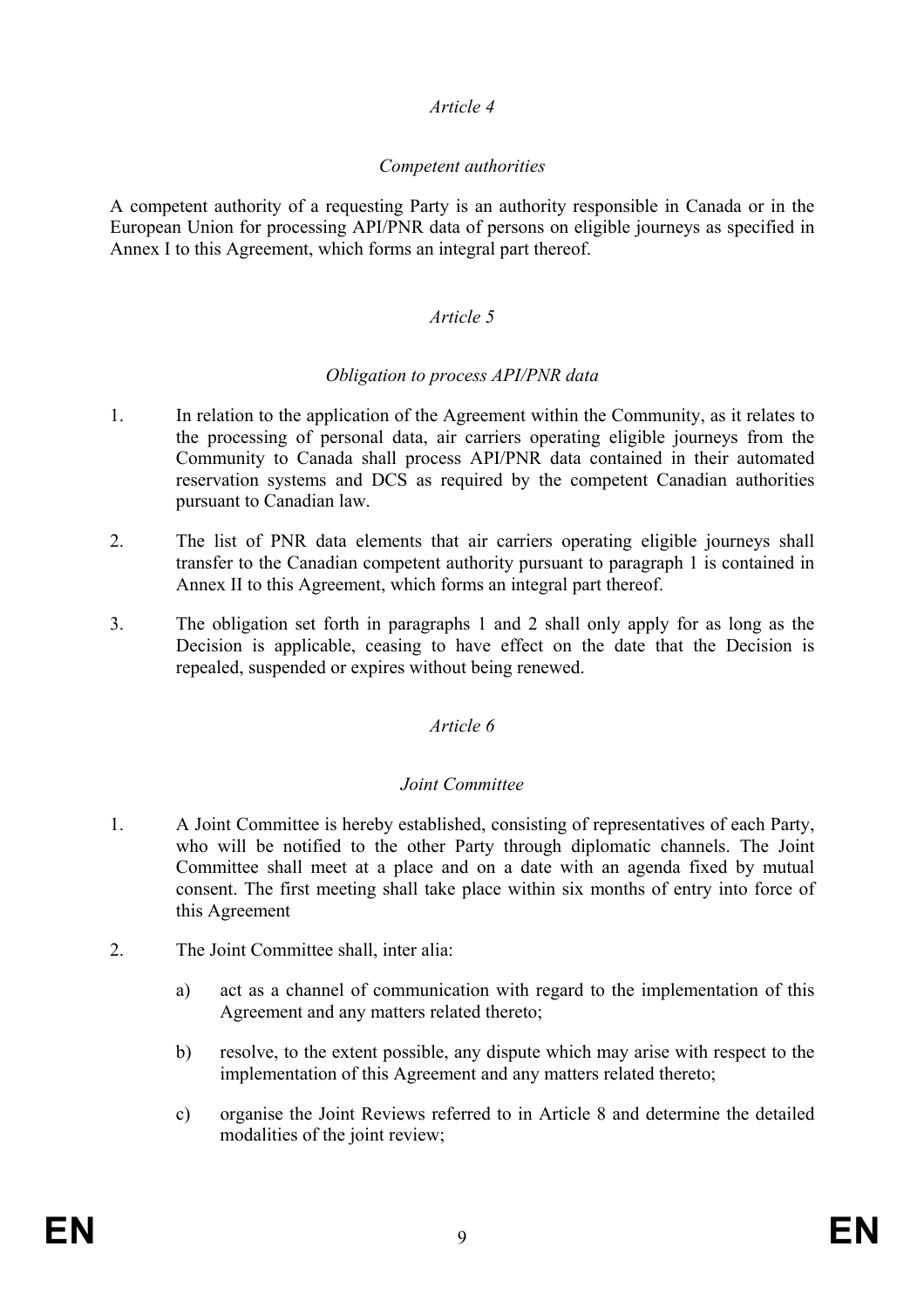*Article 4*

*Competent authorities*

A competent authority of a requesting Party is an authority responsible in Canada or in the European Union for processing API/PNR data of persons on eligible journeys as specified in Annex I to this Agreement, which forms an integral part thereof.

*Article 5*

*Obligation to process API/PNR data*

1. In relation to the application of the Agreement within the Community, as it relates to the processing of personal data, air carriers operating eligible journeys from the Community to Canada shall process API/PNR data contained in their automated reservation systems and DCS as required by the competent Canadian authorities pursuant to Canadian law.

2. The list of PNR data elements that air carriers operating eligible journeys shall transfer to the Canadian competent authority pursuant to paragraph 1 is contained in Annex II to this Agreement, which forms an integral part thereof.

3. The obligation set forth in paragraphs 1 and 2 shall only apply for as long as the Decision is applicable, ceasing to have effect on the date that the Decision is repealed, suspended or expires without being renewed.

*Article 6*

*Joint Committee*

1. A Joint Committee is hereby established, consisting of representatives of each Party, who will be notified to the other Party through diplomatic channels. The Joint Committee shall meet at a place and on a date with an agenda fixed by mutual consent. The first meeting shall take place within six months of entry into force of this Agreement

2. The Joint Committee shall, inter alia:

   a) act as a channel of communication with regard to the implementation of this Agreement and any matters related thereto;

   b) resolve, to the extent possible, any dispute which may arise with respect to the implementation of this Agreement and any matters related thereto;

   c) organise the Joint Reviews referred to in Article 8 and determine the detailed modalities of the joint review;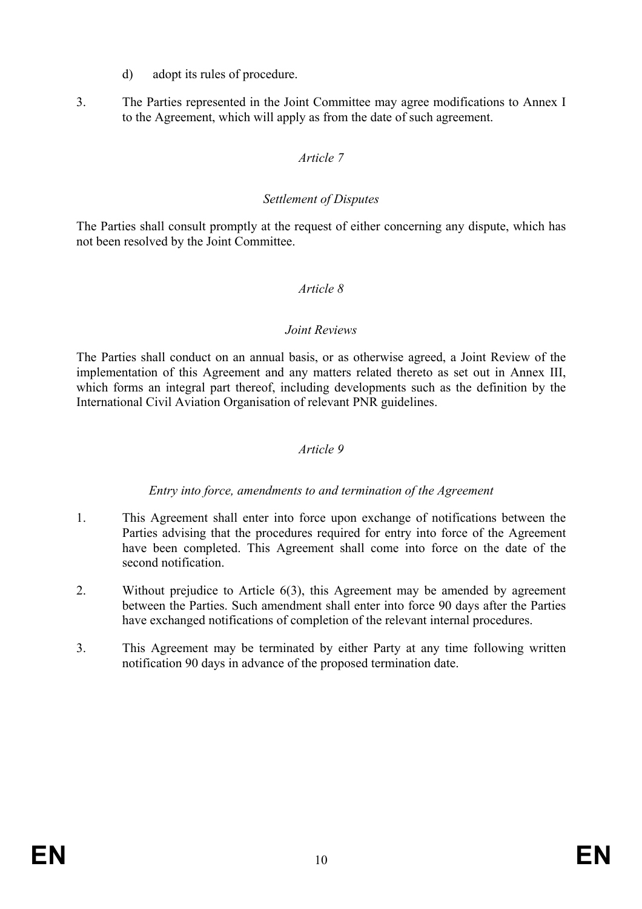d) adopt its rules of procedure.

3. The Parties represented in the Joint Committee may agree modifications to Annex I to the Agreement, which will apply as from the date of such agreement.

*Article 7*

*Settlement of Disputes*

The Parties shall consult promptly at the request of either concerning any dispute, which has not been resolved by the Joint Committee.

*Article 8*

*Joint Reviews*

The Parties shall conduct on an annual basis, or as otherwise agreed, a Joint Review of the implementation of this Agreement and any matters related thereto as set out in Annex III, which forms an integral part thereof, including developments such as the definition by the International Civil Aviation Organisation of relevant PNR guidelines.

*Article 9*

*Entry into force, amendments to and termination of the Agreement*

1. This Agreement shall enter into force upon exchange of notifications between the Parties advising that the procedures required for entry into force of the Agreement have been completed. This Agreement shall come into force on the date of the second notification.

2. Without prejudice to Article 6(3), this Agreement may be amended by agreement between the Parties. Such amendment shall enter into force 90 days after the Parties have exchanged notifications of completion of the relevant internal procedures.

3. This Agreement may be terminated by either Party at any time following written notification 90 days in advance of the proposed termination date.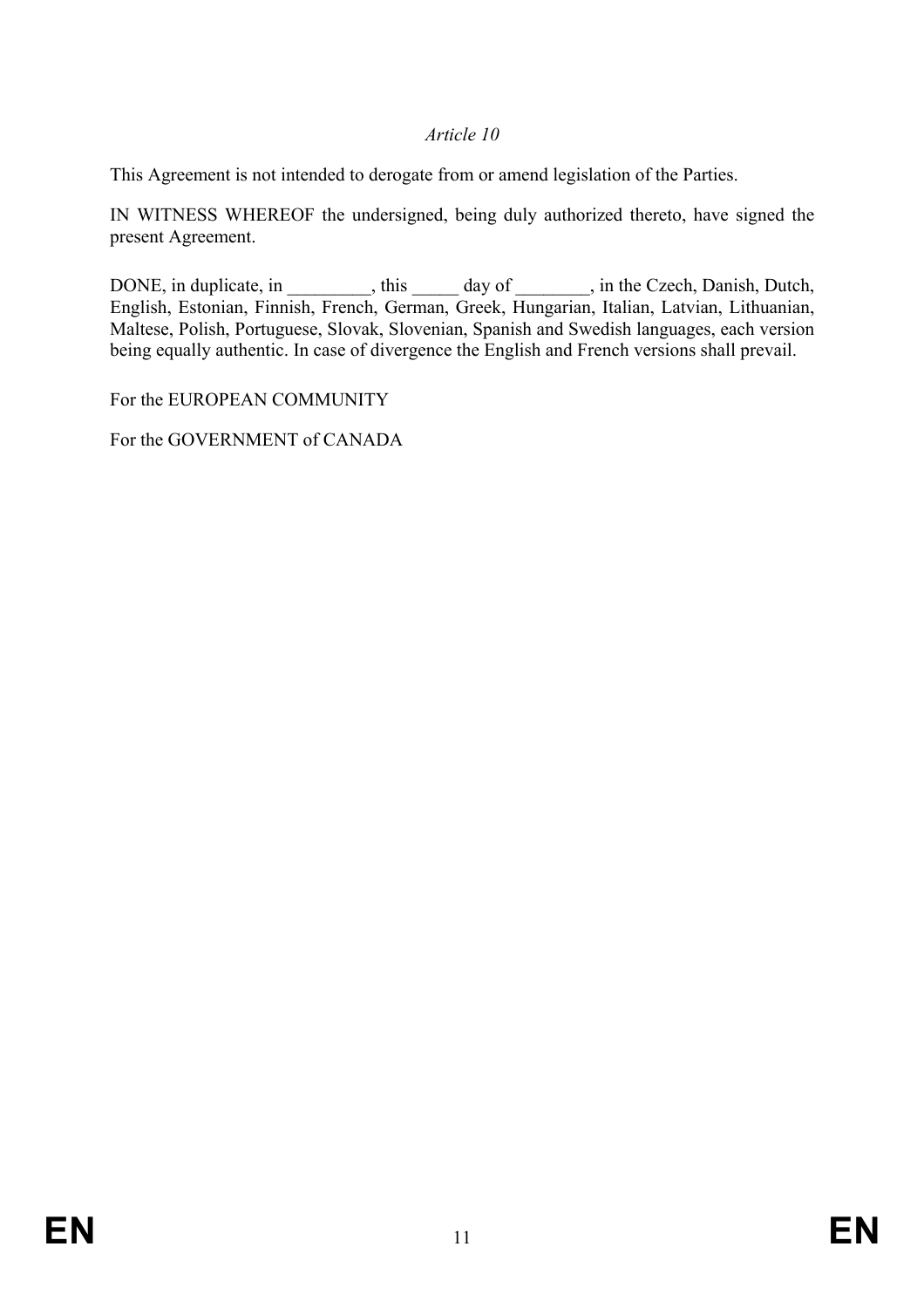*Article 10*

This Agreement is not intended to derogate from or amend legislation of the Parties.

IN WITNESS WHEREOF the undersigned, being duly authorized thereto, have signed the present Agreement.

DONE, in duplicate, in _________, this _____ day of ________, in the Czech, Danish, Dutch, English, Estonian, Finnish, French, German, Greek, Hungarian, Italian, Latvian, Lithuanian, Maltese, Polish, Portuguese, Slovak, Slovenian, Spanish and Swedish languages, each version being equally authentic. In case of divergence the English and French versions shall prevail.

For the EUROPEAN COMMUNITY

For the GOVERNMENT of CANADA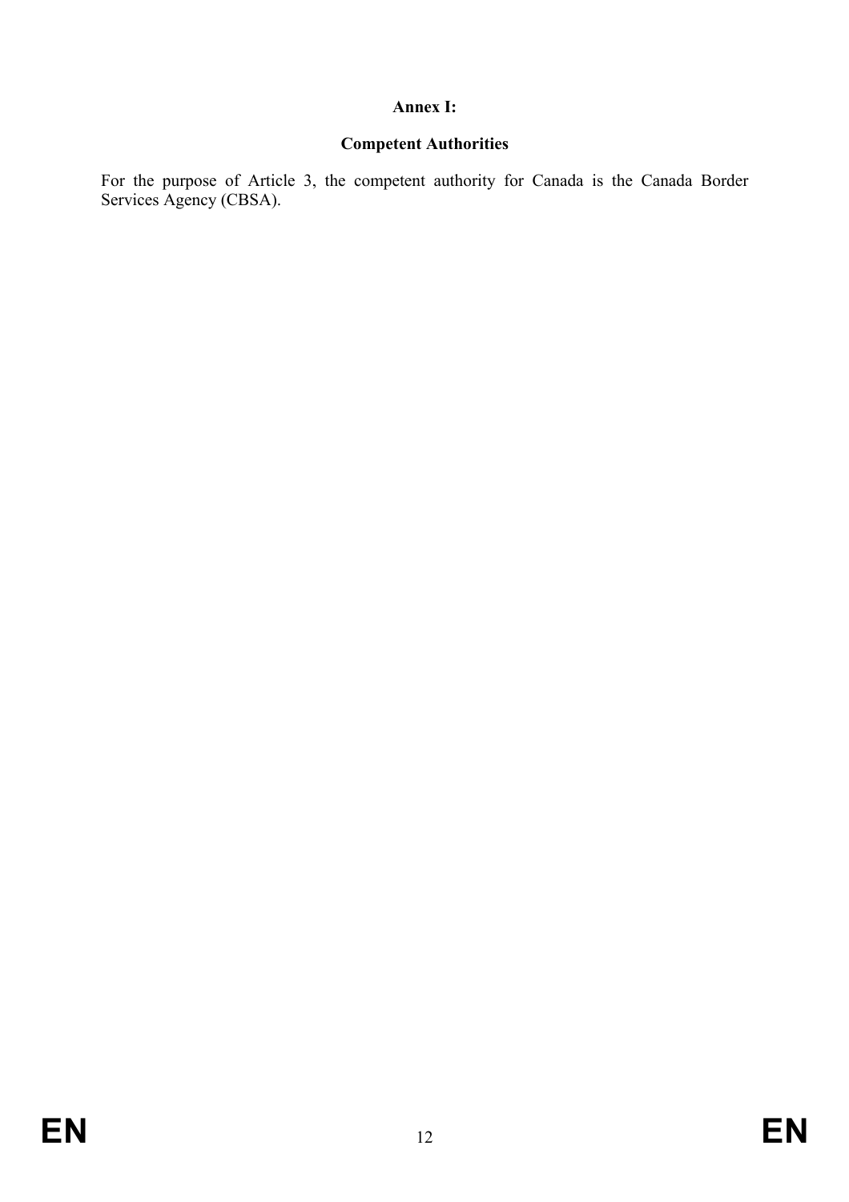## Annex I:

## Competent Authorities

For the purpose of Article 3, the competent authority for Canada is the Canada Border Services Agency (CBSA).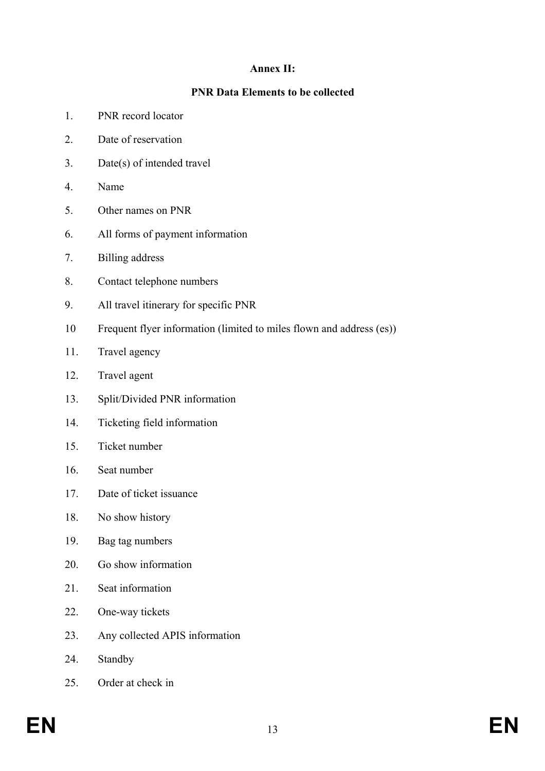**Annex II:**

**PNR Data Elements to be collected**

1. PNR record locator
2. Date of reservation
3. Date(s) of intended travel
4. Name
5. Other names on PNR
6. All forms of payment information
7. Billing address
8. Contact telephone numbers
9. All travel itinerary for specific PNR
10. Frequent flyer information (limited to miles flown and address (es))
11. Travel agency
12. Travel agent
13. Split/Divided PNR information
14. Ticketing field information
15. Ticket number
16. Seat number
17. Date of ticket issuance
18. No show history
19. Bag tag numbers
20. Go show information
21. Seat information
22. One-way tickets
23. Any collected APIS information
24. Standby
25. Order at check in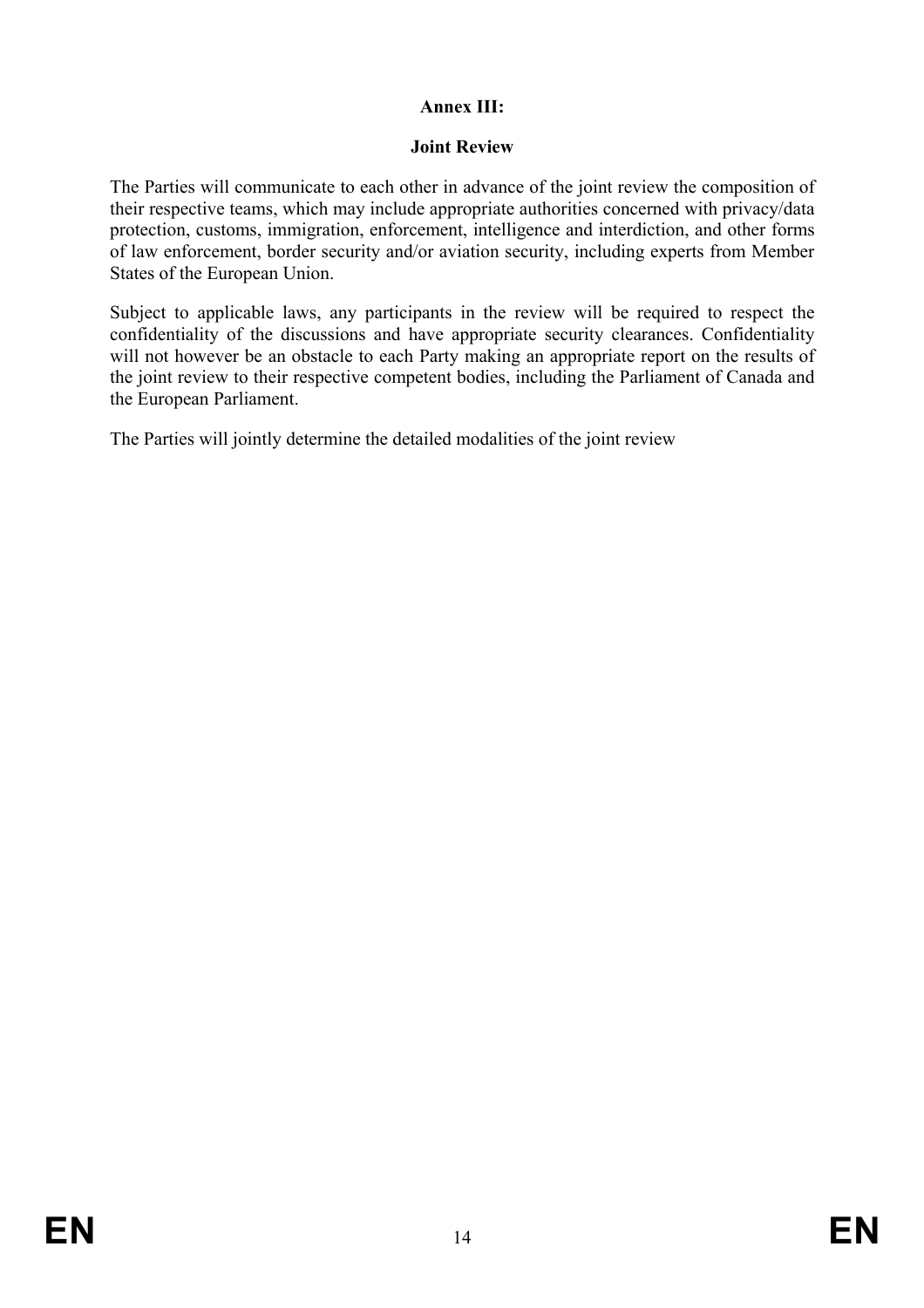## Annex III:

## Joint Review

The Parties will communicate to each other in advance of the joint review the composition of their respective teams, which may include appropriate authorities concerned with privacy/data protection, customs, immigration, enforcement, intelligence and interdiction, and other forms of law enforcement, border security and/or aviation security, including experts from Member States of the European Union.

Subject to applicable laws, any participants in the review will be required to respect the confidentiality of the discussions and have appropriate security clearances. Confidentiality will not however be an obstacle to each Party making an appropriate report on the results of the joint review to their respective competent bodies, including the Parliament of Canada and the European Parliament.

The Parties will jointly determine the detailed modalities of the joint review